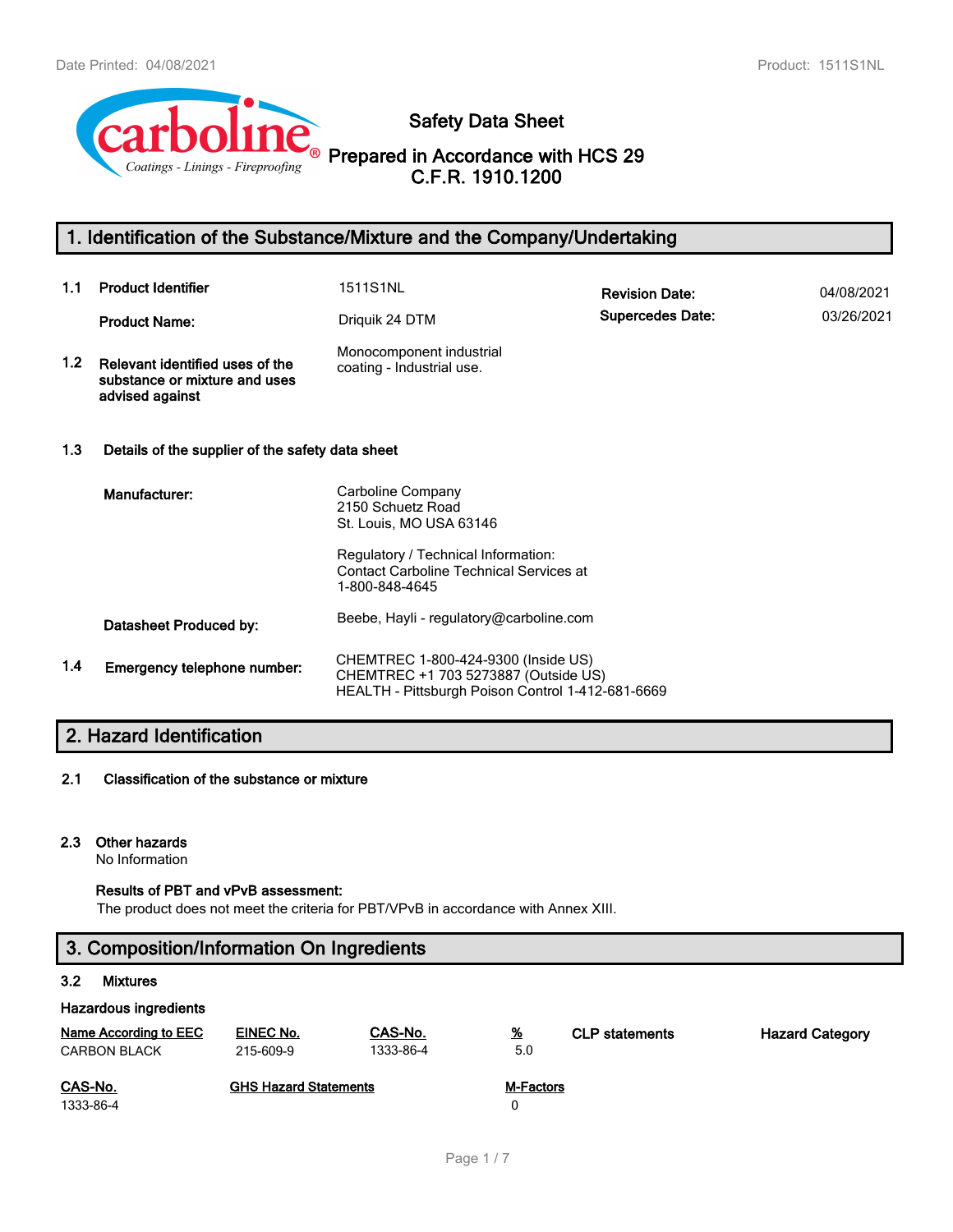# Safety Data Sheet

## Prepared in Accordance with HCS 29 C.F.R. 1910.1200

## 1. Identification of the Substance/Mixture and the Company/Undertaking

| | | | | |
|---|---|---|---|---|
| 1.1 | **Product Identifier** | 1511S1NL | **Revision Date:** | 04/08/2021 |
| | **Product Name:** | Driquik 24 DTM | **Supercedes Date:** | 03/26/2021 |
| 1.2 | **Relevant identified uses of the substance or mixture and uses advised against** | Monocomponent industrial coating - Industrial use. | | |

**1.3 Details of the supplier of the safety data sheet**

**Manufacturer:**
Carboline Company
2150 Schuetz Road
St. Louis, MO USA 63146

Regulatory / Technical Information:
Contact Carboline Technical Services at
1-800-848-4645

**Datasheet Produced by:** Beebe, Hayli - regulatory@carboline.com

**1.4 Emergency telephone number:**
CHEMTREC 1-800-424-9300 (Inside US)
CHEMTREC +1 703 5273887 (Outside US)
HEALTH - Pittsburgh Poison Control 1-412-681-6669

## 2. Hazard Identification

**2.1 Classification of the substance or mixture**

**2.3 Other hazards**
No Information

**Results of PBT and vPvB assessment:**
The product does not meet the criteria for PBT/VPvB in accordance with Annex XIII.

## 3. Composition/Information On Ingredients

**3.2 Mixtures**

**Hazardous ingredients**

| Name According to EEC | EINEC No. | CAS-No. | % | CLP statements | Hazard Category |
|---|---|---|---|---|---|
| CARBON BLACK | 215-609-9 | 1333-86-4 | 5.0 | | |

| CAS-No. | GHS Hazard Statements | M-Factors |
|---|---|---|
| 1333-86-4 | | 0 |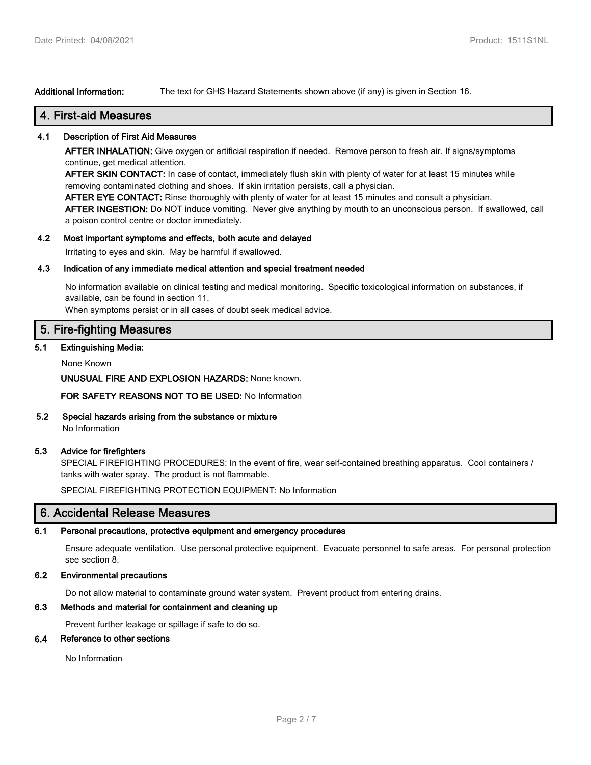**Additional Information:** The text for GHS Hazard Statements shown above (if any) is given in Section 16.

## 4. First-aid Measures

### 4.1 Description of First Aid Measures

**AFTER INHALATION:** Give oxygen or artificial respiration if needed. Remove person to fresh air. If signs/symptoms continue, get medical attention.

**AFTER SKIN CONTACT:** In case of contact, immediately flush skin with plenty of water for at least 15 minutes while removing contaminated clothing and shoes. If skin irritation persists, call a physician.

**AFTER EYE CONTACT:** Rinse thoroughly with plenty of water for at least 15 minutes and consult a physician.

**AFTER INGESTION:** Do NOT induce vomiting. Never give anything by mouth to an unconscious person. If swallowed, call a poison control centre or doctor immediately.

### 4.2 Most important symptoms and effects, both acute and delayed

Irritating to eyes and skin. May be harmful if swallowed.

### 4.3 Indication of any immediate medical attention and special treatment needed

No information available on clinical testing and medical monitoring. Specific toxicological information on substances, if available, can be found in section 11.

When symptoms persist or in all cases of doubt seek medical advice.

## 5. Fire-fighting Measures

### 5.1 Extinguishing Media:

None Known

**UNUSUAL FIRE AND EXPLOSION HAZARDS:** None known.

**FOR SAFETY REASONS NOT TO BE USED:** No Information

### 5.2 Special hazards arising from the substance or mixture

No Information

### 5.3 Advice for firefighters

SPECIAL FIREFIGHTING PROCEDURES: In the event of fire, wear self-contained breathing apparatus. Cool containers / tanks with water spray. The product is not flammable.

SPECIAL FIREFIGHTING PROTECTION EQUIPMENT: No Information

## 6. Accidental Release Measures

### 6.1 Personal precautions, protective equipment and emergency procedures

Ensure adequate ventilation. Use personal protective equipment. Evacuate personnel to safe areas. For personal protection see section 8.

### 6.2 Environmental precautions

Do not allow material to contaminate ground water system. Prevent product from entering drains.

### 6.3 Methods and material for containment and cleaning up

Prevent further leakage or spillage if safe to do so.

### 6.4 Reference to other sections

No Information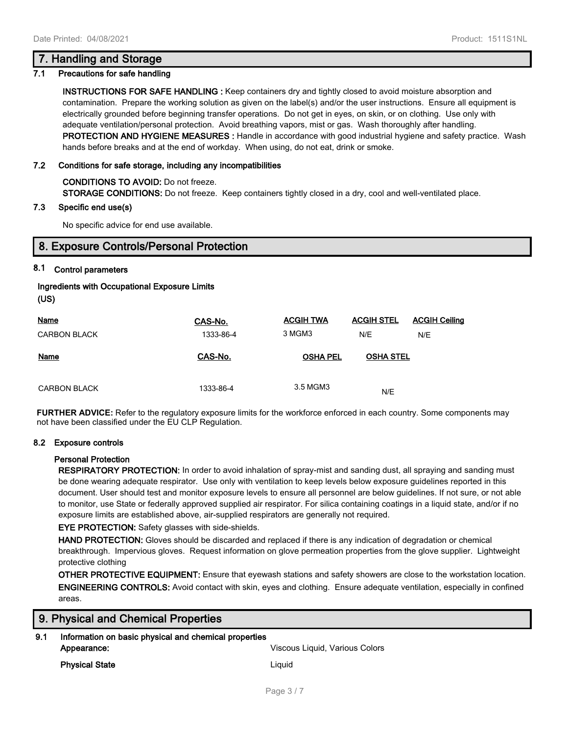## 7. Handling and Storage

### 7.1 Precautions for safe handling

**INSTRUCTIONS FOR SAFE HANDLING :** Keep containers dry and tightly closed to avoid moisture absorption and contamination. Prepare the working solution as given on the label(s) and/or the user instructions. Ensure all equipment is electrically grounded before beginning transfer operations. Do not get in eyes, on skin, or on clothing. Use only with adequate ventilation/personal protection. Avoid breathing vapors, mist or gas. Wash thoroughly after handling.
**PROTECTION AND HYGIENE MEASURES :** Handle in accordance with good industrial hygiene and safety practice. Wash hands before breaks and at the end of workday. When using, do not eat, drink or smoke.

### 7.2 Conditions for safe storage, including any incompatibilities

**CONDITIONS TO AVOID:** Do not freeze.
**STORAGE CONDITIONS:** Do not freeze. Keep containers tightly closed in a dry, cool and well-ventilated place.

### 7.3 Specific end use(s)

No specific advice for end use available.

## 8. Exposure Controls/Personal Protection

### 8.1 Control parameters

**Ingredients with Occupational Exposure Limits (US)**

| Name | CAS-No. | ACGIH TWA | ACGIH STEL | ACGIH Ceiling |
|---|---|---|---|---|
| CARBON BLACK | 1333-86-4 | 3 MGM3 | N/E | N/E |

| Name | CAS-No. | OSHA PEL | OSHA STEL |
|---|---|---|---|
| CARBON BLACK | 1333-86-4 | 3.5 MGM3 | N/E |

**FURTHER ADVICE:** Refer to the regulatory exposure limits for the workforce enforced in each country. Some components may not have been classified under the EU CLP Regulation.

### 8.2 Exposure controls

**Personal Protection**

**RESPIRATORY PROTECTION:** In order to avoid inhalation of spray-mist and sanding dust, all spraying and sanding must be done wearing adequate respirator. Use only with ventilation to keep levels below exposure guidelines reported in this document. User should test and monitor exposure levels to ensure all personnel are below guidelines. If not sure, or not able to monitor, use State or federally approved supplied air respirator. For silica containing coatings in a liquid state, and/or if no exposure limits are established above, air-supplied respirators are generally not required.

**EYE PROTECTION:** Safety glasses with side-shields.

**HAND PROTECTION:** Gloves should be discarded and replaced if there is any indication of degradation or chemical breakthrough. Impervious gloves. Request information on glove permeation properties from the glove supplier. Lightweight protective clothing

**OTHER PROTECTIVE EQUIPMENT:** Ensure that eyewash stations and safety showers are close to the workstation location.

**ENGINEERING CONTROLS:** Avoid contact with skin, eyes and clothing. Ensure adequate ventilation, especially in confined areas.

## 9. Physical and Chemical Properties

### 9.1 Information on basic physical and chemical properties

| | |
|---|---|
| **Appearance:** | Viscous Liquid, Various Colors |
| **Physical State** | Liquid |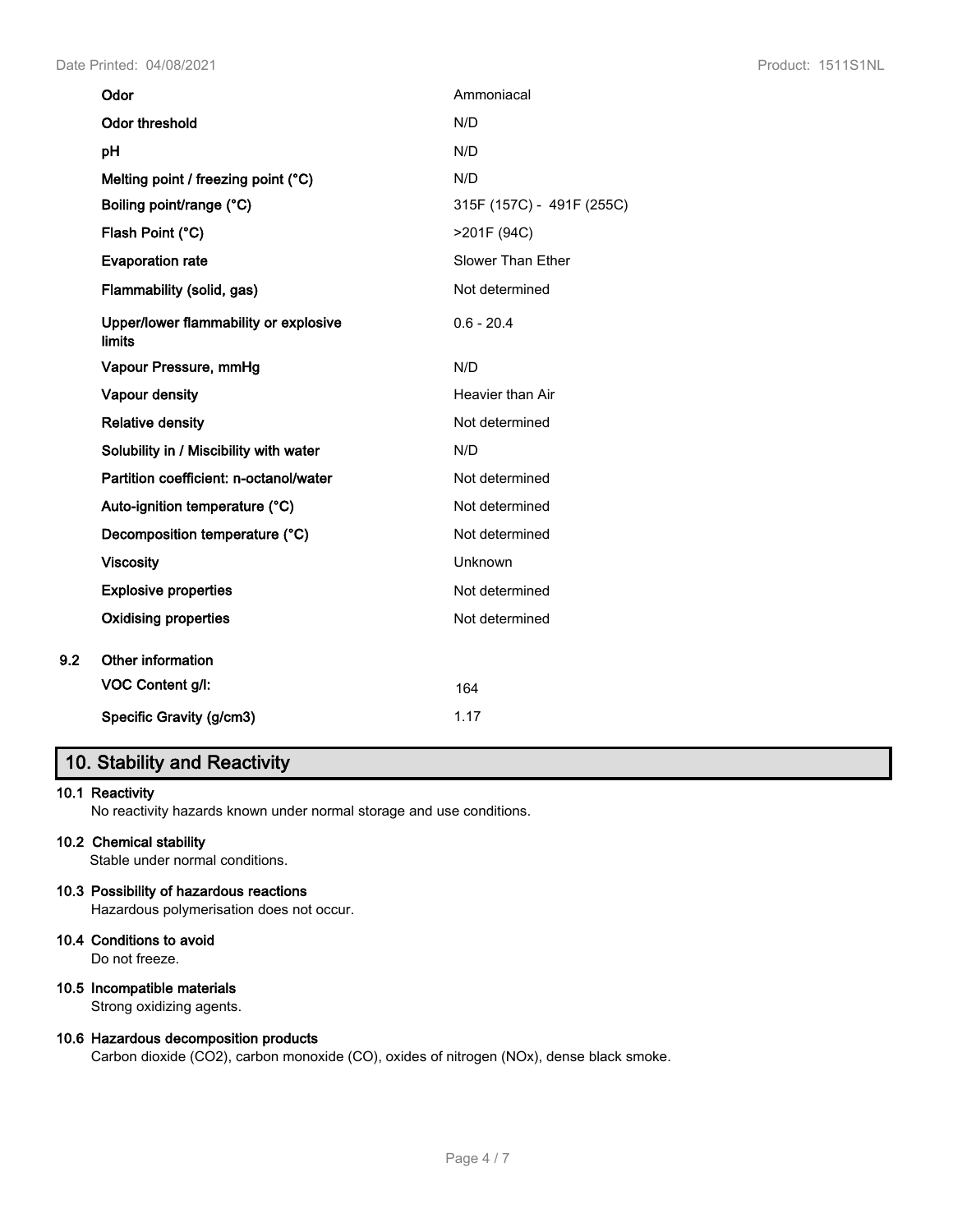| | |
|---|---|
| **Odor** | Ammoniacal |
| **Odor threshold** | N/D |
| **pH** | N/D |
| **Melting point / freezing point (°C)** | N/D |
| **Boiling point/range (°C)** | 315F (157C) - 491F (255C) |
| **Flash Point (°C)** | >201F (94C) |
| **Evaporation rate** | Slower Than Ether |
| **Flammability (solid, gas)** | Not determined |
| **Upper/lower flammability or explosive limits** | 0.6 - 20.4 |
| **Vapour Pressure, mmHg** | N/D |
| **Vapour density** | Heavier than Air |
| **Relative density** | Not determined |
| **Solubility in / Miscibility with water** | N/D |
| **Partition coefficient: n-octanol/water** | Not determined |
| **Auto-ignition temperature (°C)** | Not determined |
| **Decomposition temperature (°C)** | Not determined |
| **Viscosity** | Unknown |
| **Explosive properties** | Not determined |
| **Oxidising properties** | Not determined |

**9.2 Other information**

| | |
|---|---|
| **VOC Content g/l:** | 164 |
| **Specific Gravity (g/cm3)** | 1.17 |

## 10. Stability and Reactivity

**10.1 Reactivity**

No reactivity hazards known under normal storage and use conditions.

**10.2 Chemical stability**

Stable under normal conditions.

**10.3 Possibility of hazardous reactions**

Hazardous polymerisation does not occur.

**10.4 Conditions to avoid**

Do not freeze.

**10.5 Incompatible materials**

Strong oxidizing agents.

**10.6 Hazardous decomposition products**

Carbon dioxide ($CO_2$), carbon monoxide (CO), oxides of nitrogen ($NO_x$), dense black smoke.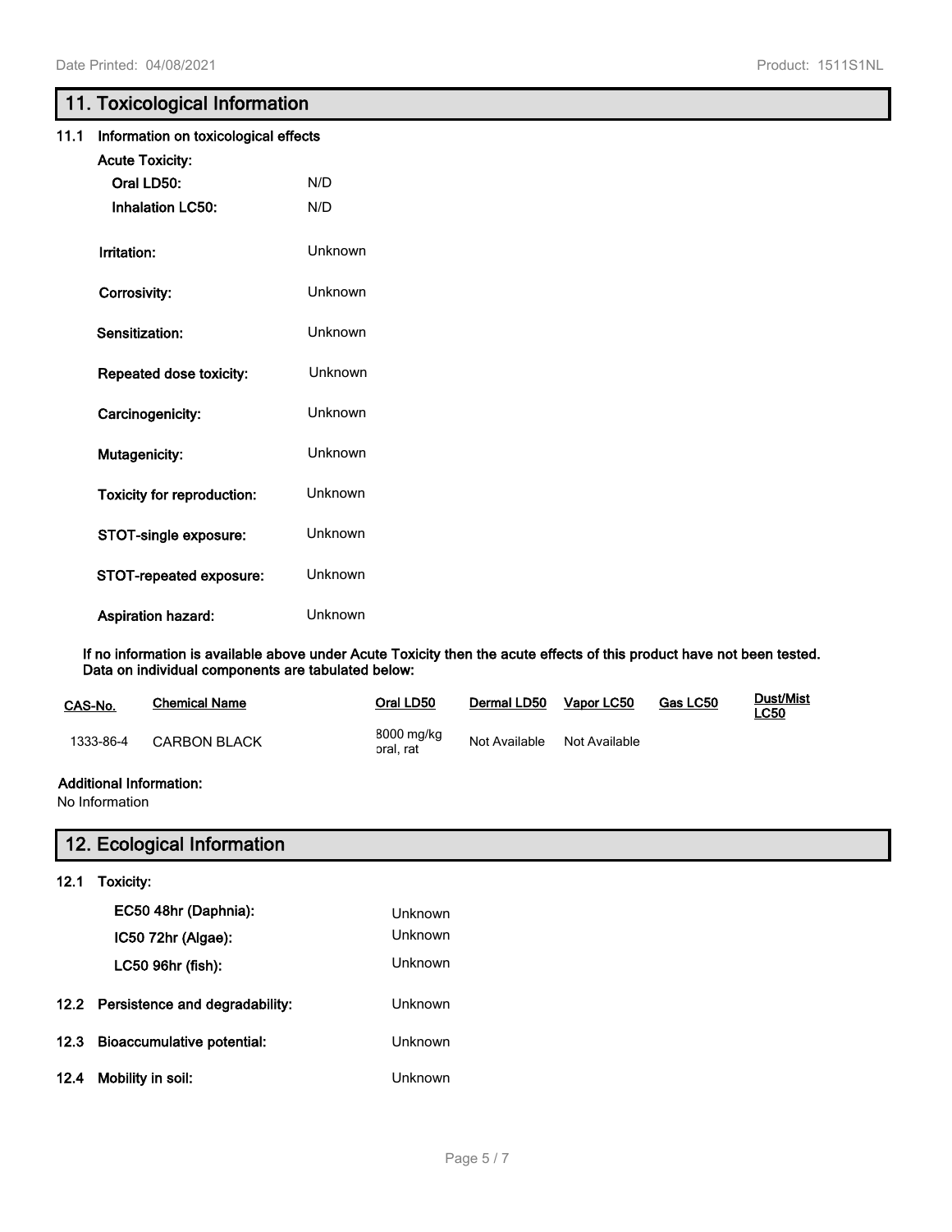## 11. Toxicological Information

### 11.1 Information on toxicological effects

**Acute Toxicity:**

**Oral LD50:** N/D

**Inhalation LC50:** N/D

**Irritation:** Unknown

**Corrosivity:** Unknown

**Sensitization:** Unknown

**Repeated dose toxicity:** Unknown

**Carcinogenicity:** Unknown

**Mutagenicity:** Unknown

**Toxicity for reproduction:** Unknown

**STOT-single exposure:** Unknown

**STOT-repeated exposure:** Unknown

**Aspiration hazard:** Unknown

**If no information is available above under Acute Toxicity then the acute effects of this product have not been tested. Data on individual components are tabulated below:**

| CAS-No. | Chemical Name | Oral LD50 | Dermal LD50 | Vapor LC50 | Gas LC50 | Dust/Mist LC50 |
|---|---|---|---|---|---|---|
| 1333-86-4 | CARBON BLACK | 8000 mg/kg oral, rat | Not Available | Not Available | | |

**Additional Information:**

No Information

## 12. Ecological Information

### 12.1 Toxicity:

**EC50 48hr (Daphnia):** Unknown

**IC50 72hr (Algae):** Unknown

**LC50 96hr (fish):** Unknown

**12.2 Persistence and degradability:** Unknown

**12.3 Bioaccumulative potential:** Unknown

**12.4 Mobility in soil:** Unknown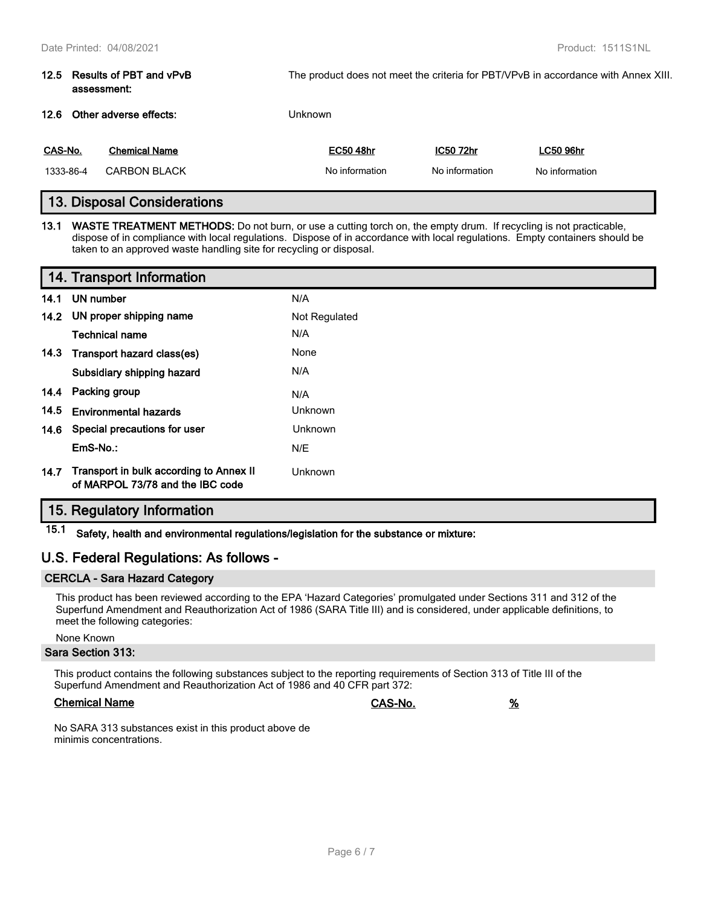**12.5 Results of PBT and vPvB assessment:** The product does not meet the criteria for PBT/VPvB in accordance with Annex XIII.

**12.6 Other adverse effects:** Unknown

| CAS-No. | Chemical Name | EC50 48hr | IC50 72hr | LC50 96hr |
|---|---|---|---|---|
| 1333-86-4 | CARBON BLACK | No information | No information | No information |

## 13. Disposal Considerations

**13.1 WASTE TREATMENT METHODS:** Do not burn, or use a cutting torch on, the empty drum. If recycling is not practicable, dispose of in compliance with local regulations. Dispose of in accordance with local regulations. Empty containers should be taken to an approved waste handling site for recycling or disposal.

## 14. Transport Information

| | | |
|---|---|---|
| **14.1** | **UN number** | N/A |
| **14.2** | **UN proper shipping name** | Not Regulated |
| | **Technical name** | N/A |
| **14.3** | **Transport hazard class(es)** | None |
| | **Subsidiary shipping hazard** | N/A |
| **14.4** | **Packing group** | N/A |
| **14.5** | **Environmental hazards** | Unknown |
| **14.6** | **Special precautions for user** | Unknown |
| | **EmS-No.:** | N/E |
| **14.7** | **Transport in bulk according to Annex II of MARPOL 73/78 and the IBC code** | Unknown |

## 15. Regulatory Information

**15.1 Safety, health and environmental regulations/legislation for the substance or mixture:**

## U.S. Federal Regulations: As follows -

### CERCLA - Sara Hazard Category

This product has been reviewed according to the EPA 'Hazard Categories' promulgated under Sections 311 and 312 of the Superfund Amendment and Reauthorization Act of 1986 (SARA Title III) and is considered, under applicable definitions, to meet the following categories:

None Known

### Sara Section 313:

This product contains the following substances subject to the reporting requirements of Section 313 of Title III of the Superfund Amendment and Reauthorization Act of 1986 and 40 CFR part 372:

| Chemical Name | CAS-No. | % |
|---|---|---|

No SARA 313 substances exist in this product above de minimis concentrations.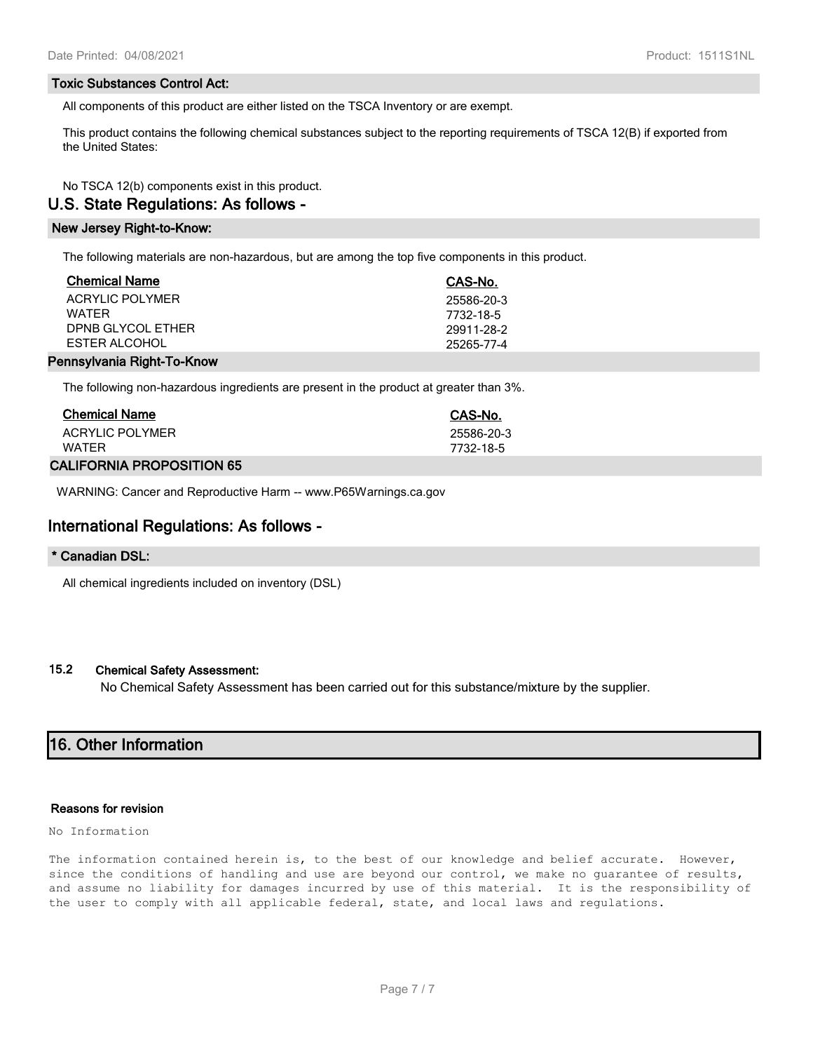### Toxic Substances Control Act:

All components of this product are either listed on the TSCA Inventory or are exempt.

This product contains the following chemical substances subject to the reporting requirements of TSCA 12(B) if exported from the United States:

No TSCA 12(b) components exist in this product.

## U.S. State Regulations: As follows -

### New Jersey Right-to-Know:

The following materials are non-hazardous, but are among the top five components in this product.

| Chemical Name | CAS-No. |
|---|---|
| ACRYLIC POLYMER | 25586-20-3 |
| WATER | 7732-18-5 |
| DPNB GLYCOL ETHER | 29911-28-2 |
| ESTER ALCOHOL | 25265-77-4 |

### Pennsylvania Right-To-Know

The following non-hazardous ingredients are present in the product at greater than 3%.

| Chemical Name | CAS-No. |
|---|---|
| ACRYLIC POLYMER | 25586-20-3 |
| WATER | 7732-18-5 |

### CALIFORNIA PROPOSITION 65

WARNING: Cancer and Reproductive Harm -- www.P65Warnings.ca.gov

## International Regulations: As follows -

### * Canadian DSL:

All chemical ingredients included on inventory (DSL)

### 15.2 Chemical Safety Assessment:

No Chemical Safety Assessment has been carried out for this substance/mixture by the supplier.

## 16. Other Information

### Reasons for revision

No Information

The information contained herein is, to the best of our knowledge and belief accurate. However, since the conditions of handling and use are beyond our control, we make no guarantee of results, and assume no liability for damages incurred by use of this material. It is the responsibility of the user to comply with all applicable federal, state, and local laws and regulations.